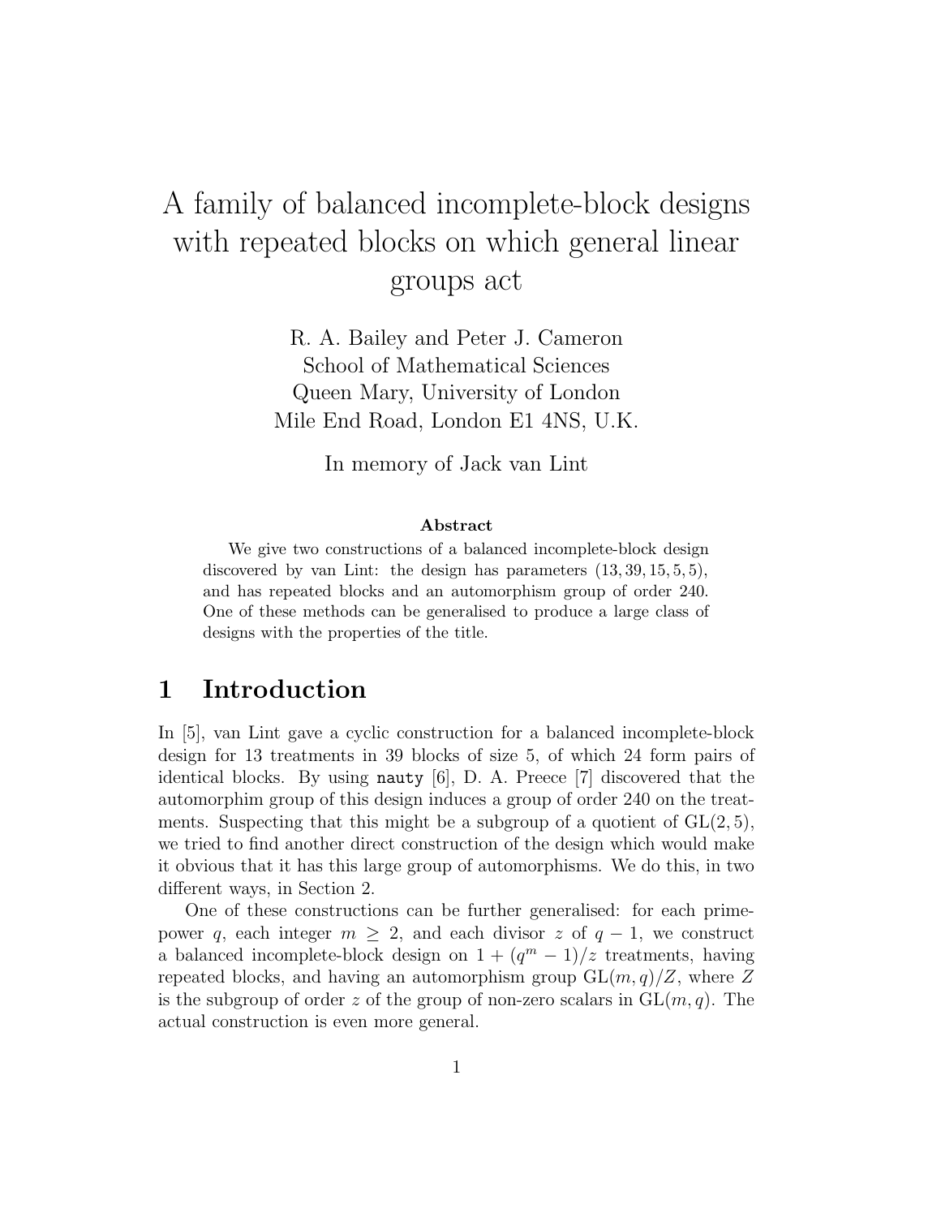# A family of balanced incomplete-block designs with repeated blocks on which general linear groups act

R. A. Bailey and Peter J. Cameron
School of Mathematical Sciences
Queen Mary, University of London
Mile End Road, London E1 4NS, U.K.

In memory of Jack van Lint

**Abstract**

We give two constructions of a balanced incomplete-block design discovered by van Lint: the design has parameters $(13, 39, 15, 5, 5)$, and has repeated blocks and an automorphism group of order 240. One of these methods can be generalised to produce a large class of designs with the properties of the title.

## 1 Introduction

In [5], van Lint gave a cyclic construction for a balanced incomplete-block design for 13 treatments in 39 blocks of size 5, of which 24 form pairs of identical blocks. By using `nauty` [6], D. A. Preece [7] discovered that the automorphim group of this design induces a group of order 240 on the treatments. Suspecting that this might be a subgroup of a quotient of $\mathrm{GL}(2, 5)$, we tried to find another direct construction of the design which would make it obvious that it has this large group of automorphisms. We do this, in two different ways, in Section 2.

One of these constructions can be further generalised: for each prime-power $q$, each integer $m \geq 2$, and each divisor $z$ of $q - 1$, we construct a balanced incomplete-block design on $1 + (q^m - 1)/z$ treatments, having repeated blocks, and having an automorphism group $\mathrm{GL}(m, q)/Z$, where $Z$ is the subgroup of order $z$ of the group of non-zero scalars in $\mathrm{GL}(m, q)$. The actual construction is even more general.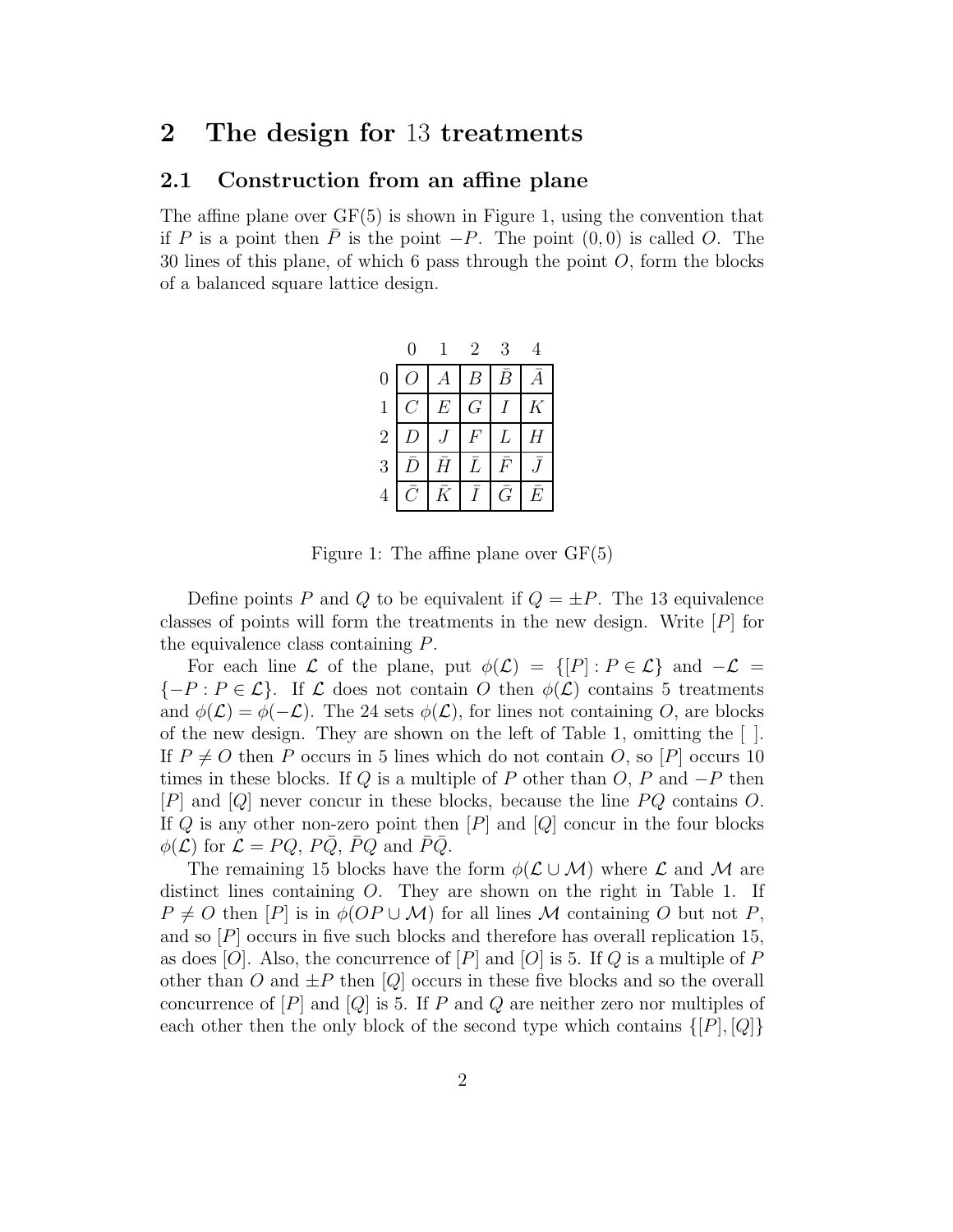## 2 The design for 13 treatments

### 2.1 Construction from an affine plane

The affine plane over GF(5) is shown in Figure 1, using the convention that if $P$ is a point then $\bar{P}$ is the point $-P$. The point $(0,0)$ is called $O$. The 30 lines of this plane, of which 6 pass through the point $O$, form the blocks of a balanced square lattice design.

| | 0 | 1 | 2 | 3 | 4 |
|---|---|---|---|---|---|
| 0 | $O$ | $A$ | $B$ | $\bar{B}$ | $\bar{A}$ |
| 1 | $C$ | $E$ | $G$ | $I$ | $K$ |
| 2 | $D$ | $J$ | $F$ | $L$ | $H$ |
| 3 | $\bar{D}$ | $\bar{H}$ | $\bar{L}$ | $\bar{F}$ | $\bar{J}$ |
| 4 | $\bar{C}$ | $\bar{K}$ | $\bar{I}$ | $\bar{G}$ | $\bar{E}$ |

Figure 1: The affine plane over GF(5)

Define points $P$ and $Q$ to be equivalent if $Q = \pm P$. The 13 equivalence classes of points will form the treatments in the new design. Write $[P]$ for the equivalence class containing $P$.

For each line $\mathcal{L}$ of the plane, put $\phi(\mathcal{L}) = \{[P] : P \in \mathcal{L}\}$ and $-\mathcal{L} = \{-P : P \in \mathcal{L}\}$. If $\mathcal{L}$ does not contain $O$ then $\phi(\mathcal{L})$ contains 5 treatments and $\phi(\mathcal{L}) = \phi(-\mathcal{L})$. The 24 sets $\phi(\mathcal{L})$, for lines not containing $O$, are blocks of the new design. They are shown on the left of Table 1, omitting the [ ]. If $P \neq O$ then $P$ occurs in 5 lines which do not contain $O$, so $[P]$ occurs 10 times in these blocks. If $Q$ is a multiple of $P$ other than $O$, $P$ and $-P$ then $[P]$ and $[Q]$ never concur in these blocks, because the line $PQ$ contains $O$. If $Q$ is any other non-zero point then $[P]$ and $[Q]$ concur in the four blocks $\phi(\mathcal{L})$ for $\mathcal{L} = PQ$, $P\bar{Q}$, $\bar{P}Q$ and $\bar{P}\bar{Q}$.

The remaining 15 blocks have the form $\phi(\mathcal{L} \cup \mathcal{M})$ where $\mathcal{L}$ and $\mathcal{M}$ are distinct lines containing $O$. They are shown on the right in Table 1. If $P \neq O$ then $[P]$ is in $\phi(OP \cup \mathcal{M})$ for all lines $\mathcal{M}$ containing $O$ but not $P$, and so $[P]$ occurs in five such blocks and therefore has overall replication 15, as does $[O]$. Also, the concurrence of $[P]$ and $[O]$ is 5. If $Q$ is a multiple of $P$ other than $O$ and $\pm P$ then $[Q]$ occurs in these five blocks and so the overall concurrence of $[P]$ and $[Q]$ is 5. If $P$ and $Q$ are neither zero nor multiples of each other then the only block of the second type which contains $\{[P],[Q]\}$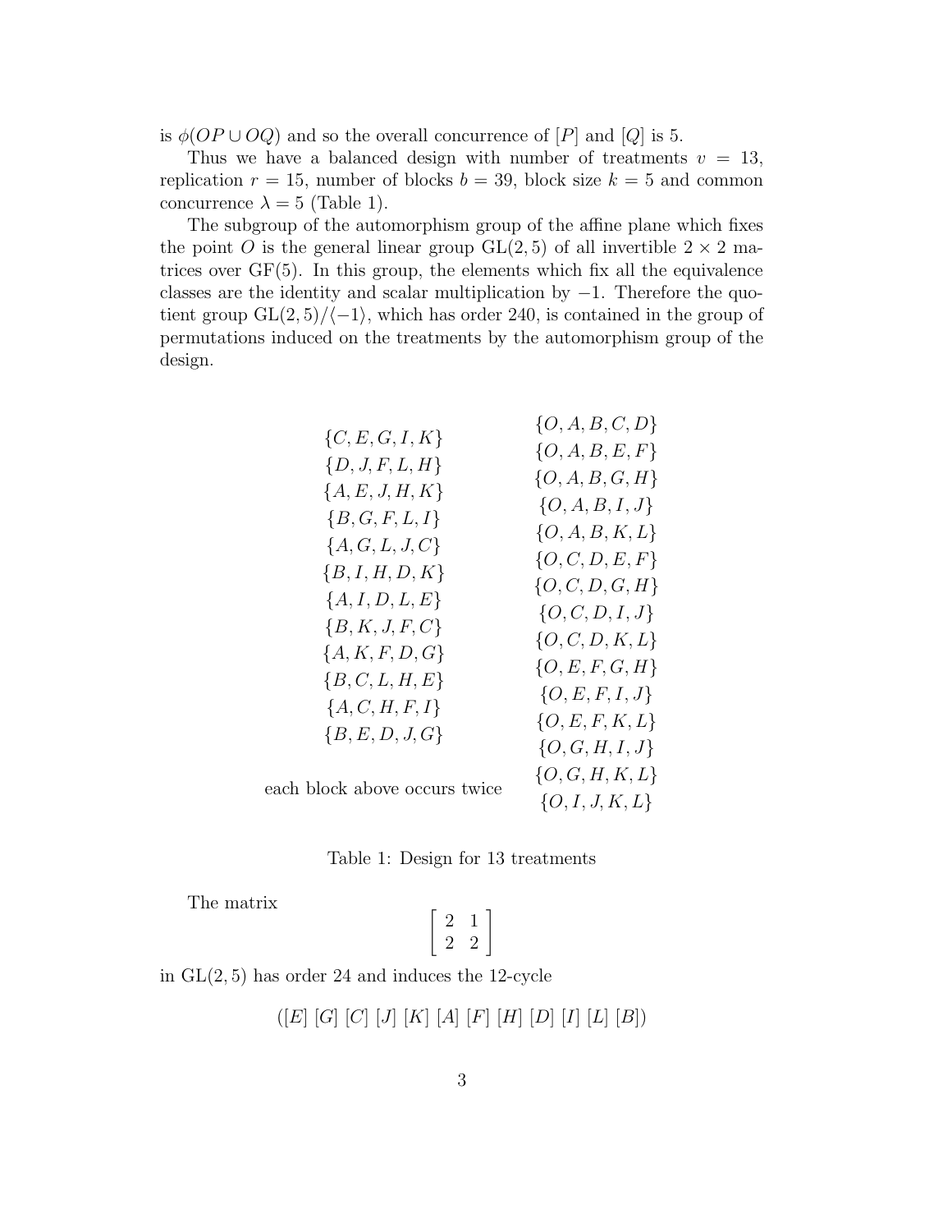is $\phi(OP \cup OQ)$ and so the overall concurrence of $[P]$ and $[Q]$ is 5.

Thus we have a balanced design with number of treatments $v = 13$, replication $r = 15$, number of blocks $b = 39$, block size $k = 5$ and common concurrence $\lambda = 5$ (Table 1).

The subgroup of the automorphism group of the affine plane which fixes the point $O$ is the general linear group $\mathrm{GL}(2, 5)$ of all invertible $2 \times 2$ matrices over $\mathrm{GF}(5)$. In this group, the elements which fix all the equivalence classes are the identity and scalar multiplication by $-1$. Therefore the quotient group $\mathrm{GL}(2, 5)/\langle -1 \rangle$, which has order 240, is contained in the group of permutations induced on the treatments by the automorphism group of the design.

| | |
|---|---|
| $\{C, E, G, I, K\}$ | $\{O, A, B, C, D\}$ |
| $\{D, J, F, L, H\}$ | $\{O, A, B, E, F\}$ |
| $\{A, E, J, H, K\}$ | $\{O, A, B, G, H\}$ |
| $\{B, G, F, L, I\}$ | $\{O, A, B, I, J\}$ |
| $\{A, G, L, J, C\}$ | $\{O, A, B, K, L\}$ |
| $\{B, I, H, D, K\}$ | $\{O, C, D, E, F\}$ |
| $\{A, I, D, L, E\}$ | $\{O, C, D, G, H\}$ |
| $\{B, K, J, F, C\}$ | $\{O, C, D, I, J\}$ |
| $\{A, K, F, D, G\}$ | $\{O, C, D, K, L\}$ |
| $\{B, C, L, H, E\}$ | $\{O, E, F, G, H\}$ |
| $\{A, C, H, F, I\}$ | $\{O, E, F, I, J\}$ |
| $\{B, E, D, J, G\}$ | $\{O, E, F, K, L\}$ |
| | $\{O, G, H, I, J\}$ |
| each block above occurs twice | $\{O, G, H, K, L\}$ |
| | $\{O, I, J, K, L\}$ |

Table 1: Design for 13 treatments

The matrix

$$\begin{bmatrix} 2 & 1 \\ 2 & 2 \end{bmatrix}$$

in $\mathrm{GL}(2, 5)$ has order 24 and induces the 12-cycle

$$([E]\ [G]\ [C]\ [J]\ [K]\ [A]\ [F]\ [H]\ [D]\ [I]\ [L]\ [B])$$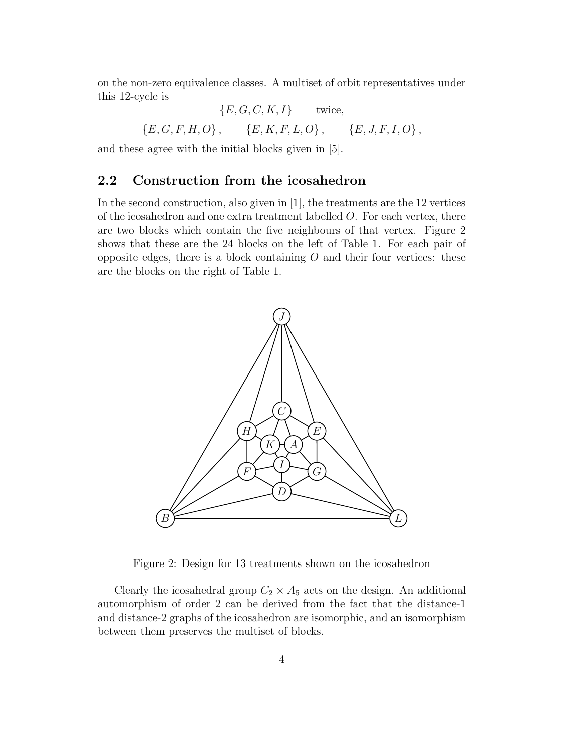on the non-zero equivalence classes. A multiset of orbit representatives under this 12-cycle is

$$\{E, G, C, K, I\} \qquad \text{twice,}$$

$$\{E, G, F, H, O\}, \qquad \{E, K, F, L, O\}, \qquad \{E, J, F, I, O\},$$

and these agree with the initial blocks given in [5].

## 2.2 Construction from the icosahedron

In the second construction, also given in [1], the treatments are the 12 vertices of the icosahedron and one extra treatment labelled $O$. For each vertex, there are two blocks which contain the five neighbours of that vertex. Figure 2 shows that these are the 24 blocks on the left of Table 1. For each pair of opposite edges, there is a block containing $O$ and their four vertices: these are the blocks on the right of Table 1.

Figure 2: Design for 13 treatments shown on the icosahedron

Clearly the icosahedral group $C_2 \times A_5$ acts on the design. An additional automorphism of order 2 can be derived from the fact that the distance-1 and distance-2 graphs of the icosahedron are isomorphic, and an isomorphism between them preserves the multiset of blocks.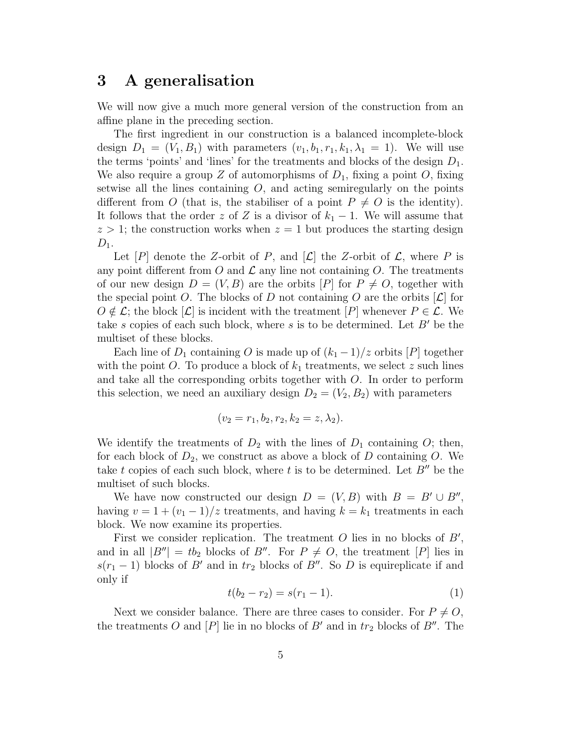## 3 A generalisation

We will now give a much more general version of the construction from an affine plane in the preceding section.

The first ingredient in our construction is a balanced incomplete-block design $D_1 = (V_1, B_1)$ with parameters $(v_1, b_1, r_1, k_1, \lambda_1 = 1)$. We will use the terms 'points' and 'lines' for the treatments and blocks of the design $D_1$. We also require a group $Z$ of automorphisms of $D_1$, fixing a point $O$, fixing setwise all the lines containing $O$, and acting semiregularly on the points different from $O$ (that is, the stabiliser of a point $P \neq O$ is the identity). It follows that the order $z$ of $Z$ is a divisor of $k_1 - 1$. We will assume that $z > 1$; the construction works when $z = 1$ but produces the starting design $D_1$.

Let $[P]$ denote the $Z$-orbit of $P$, and $[\mathcal{L}]$ the $Z$-orbit of $\mathcal{L}$, where $P$ is any point different from $O$ and $\mathcal{L}$ any line not containing $O$. The treatments of our new design $D = (V, B)$ are the orbits $[P]$ for $P \neq O$, together with the special point $O$. The blocks of $D$ not containing $O$ are the orbits $[\mathcal{L}]$ for $O \notin \mathcal{L}$; the block $[\mathcal{L}]$ is incident with the treatment $[P]$ whenever $P \in \mathcal{L}$. We take $s$ copies of each such block, where $s$ is to be determined. Let $B'$ be the multiset of these blocks.

Each line of $D_1$ containing $O$ is made up of $(k_1 - 1)/z$ orbits $[P]$ together with the point $O$. To produce a block of $k_1$ treatments, we select $z$ such lines and take all the corresponding orbits together with $O$. In order to perform this selection, we need an auxiliary design $D_2 = (V_2, B_2)$ with parameters

$$(v_2 = r_1, b_2, r_2, k_2 = z, \lambda_2).$$

We identify the treatments of $D_2$ with the lines of $D_1$ containing $O$; then, for each block of $D_2$, we construct as above a block of $D$ containing $O$. We take $t$ copies of each such block, where $t$ is to be determined. Let $B''$ be the multiset of such blocks.

We have now constructed our design $D = (V, B)$ with $B = B' \cup B''$, having $v = 1 + (v_1 - 1)/z$ treatments, and having $k = k_1$ treatments in each block. We now examine its properties.

First we consider replication. The treatment $O$ lies in no blocks of $B'$, and in all $|B''| = tb_2$ blocks of $B''$. For $P \neq O$, the treatment $[P]$ lies in $s(r_1 - 1)$ blocks of $B'$ and in $tr_2$ blocks of $B''$. So $D$ is equireplicate if and only if

$$t(b_2 - r_2) = s(r_1 - 1). \tag{1}$$

Next we consider balance. There are three cases to consider. For $P \neq O$, the treatments $O$ and $[P]$ lie in no blocks of $B'$ and in $tr_2$ blocks of $B''$. The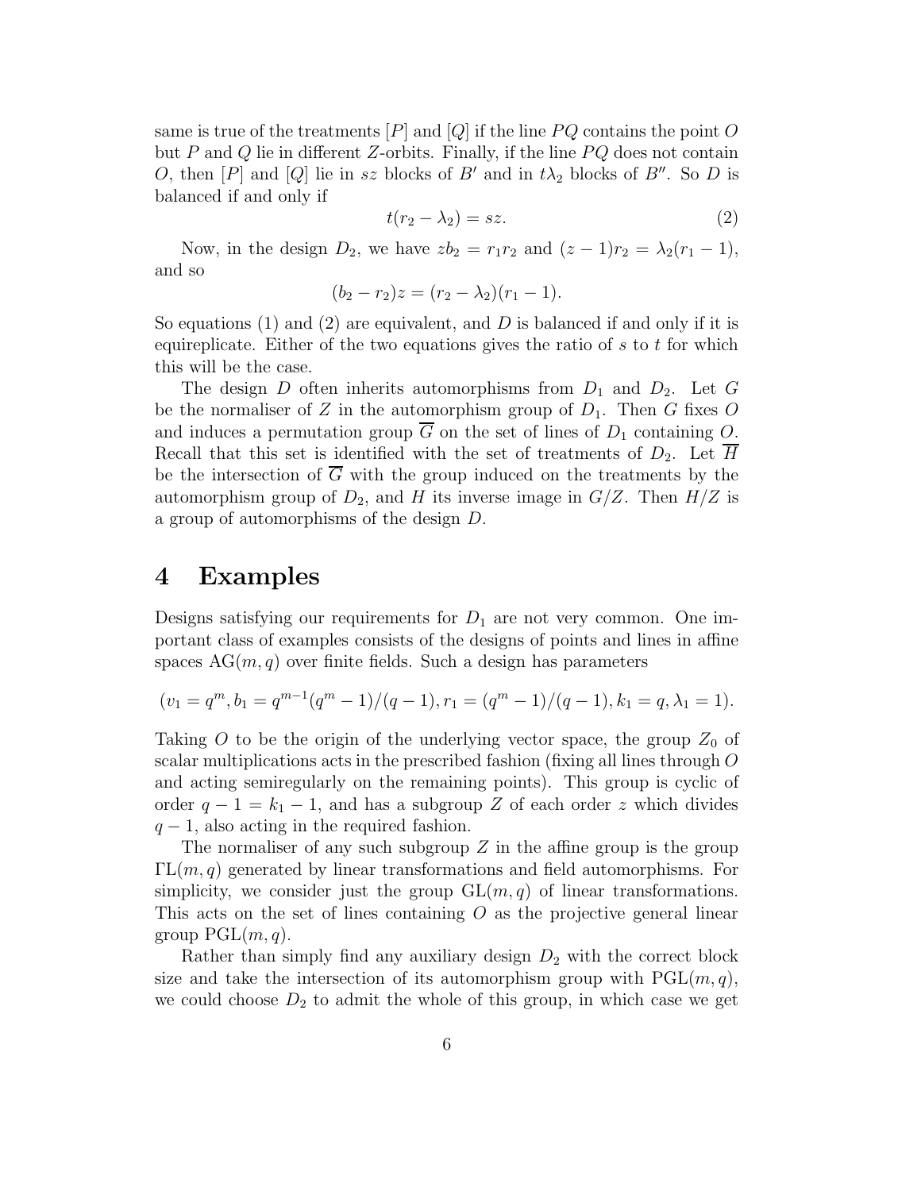same is true of the treatments $[P]$ and $[Q]$ if the line $PQ$ contains the point $O$ but $P$ and $Q$ lie in different $Z$-orbits. Finally, if the line $PQ$ does not contain $O$, then $[P]$ and $[Q]$ lie in $sz$ blocks of $B'$ and in $t\lambda_2$ blocks of $B''$. So $D$ is balanced if and only if

$$t(r_2 - \lambda_2) = sz. \tag{2}$$

Now, in the design $D_2$, we have $zb_2 = r_1 r_2$ and $(z-1)r_2 = \lambda_2(r_1 - 1)$, and so

$$(b_2 - r_2)z = (r_2 - \lambda_2)(r_1 - 1).$$

So equations (1) and (2) are equivalent, and $D$ is balanced if and only if it is equireplicate. Either of the two equations gives the ratio of $s$ to $t$ for which this will be the case.

The design $D$ often inherits automorphisms from $D_1$ and $D_2$. Let $G$ be the normaliser of $Z$ in the automorphism group of $D_1$. Then $G$ fixes $O$ and induces a permutation group $\overline{G}$ on the set of lines of $D_1$ containing $O$. Recall that this set is identified with the set of treatments of $D_2$. Let $\overline{H}$ be the intersection of $\overline{G}$ with the group induced on the treatments by the automorphism group of $D_2$, and $H$ its inverse image in $G/Z$. Then $H/Z$ is a group of automorphisms of the design $D$.

# 4 Examples

Designs satisfying our requirements for $D_1$ are not very common. One important class of examples consists of the designs of points and lines in affine spaces $\mathrm{AG}(m,q)$ over finite fields. Such a design has parameters

$$(v_1 = q^m, b_1 = q^{m-1}(q^m - 1)/(q-1), r_1 = (q^m - 1)/(q-1), k_1 = q, \lambda_1 = 1).$$

Taking $O$ to be the origin of the underlying vector space, the group $Z_0$ of scalar multiplications acts in the prescribed fashion (fixing all lines through $O$ and acting semiregularly on the remaining points). This group is cyclic of order $q - 1 = k_1 - 1$, and has a subgroup $Z$ of each order $z$ which divides $q - 1$, also acting in the required fashion.

The normaliser of any such subgroup $Z$ in the affine group is the group $\Gamma\mathrm{L}(m,q)$ generated by linear transformations and field automorphisms. For simplicity, we consider just the group $\mathrm{GL}(m,q)$ of linear transformations. This acts on the set of lines containing $O$ as the projective general linear group $\mathrm{PGL}(m,q)$.

Rather than simply find any auxiliary design $D_2$ with the correct block size and take the intersection of its automorphism group with $\mathrm{PGL}(m,q)$, we could choose $D_2$ to admit the whole of this group, in which case we get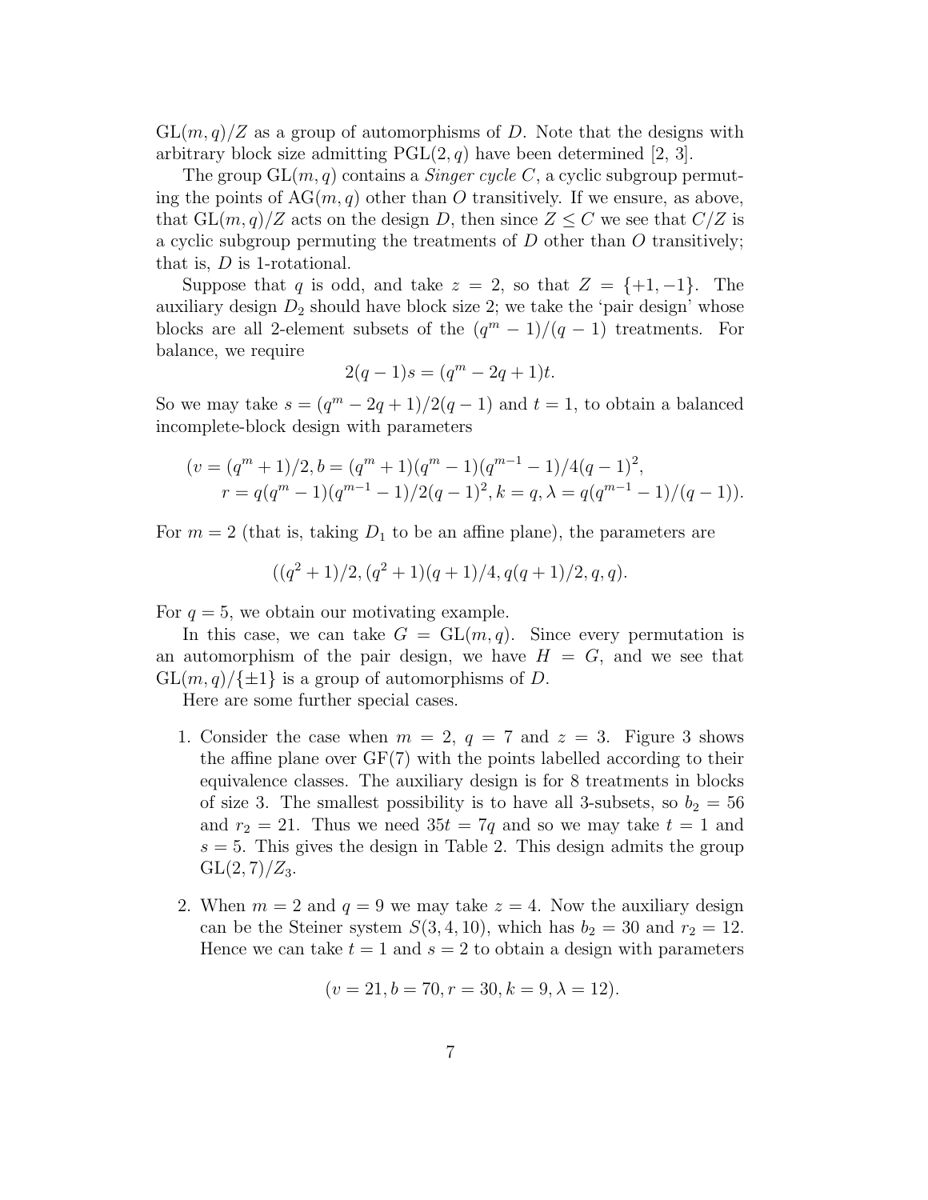$\mathrm{GL}(m,q)/Z$ as a group of automorphisms of $D$. Note that the designs with arbitrary block size admitting $\mathrm{PGL}(2,q)$ have been determined [2, 3].

The group $\mathrm{GL}(m,q)$ contains a *Singer cycle* $C$, a cyclic subgroup permuting the points of $\mathrm{AG}(m,q)$ other than $O$ transitively. If we ensure, as above, that $\mathrm{GL}(m,q)/Z$ acts on the design $D$, then since $Z \leq C$ we see that $C/Z$ is a cyclic subgroup permuting the treatments of $D$ other than $O$ transitively; that is, $D$ is 1-rotational.

Suppose that $q$ is odd, and take $z = 2$, so that $Z = \{+1, -1\}$. The auxiliary design $D_2$ should have block size 2; we take the 'pair design' whose blocks are all 2-element subsets of the $(q^m - 1)/(q - 1)$ treatments. For balance, we require

$$2(q-1)s = (q^m - 2q + 1)t.$$

So we may take $s = (q^m - 2q + 1)/2(q - 1)$ and $t = 1$, to obtain a balanced incomplete-block design with parameters

$$\begin{aligned}(v = (q^m + 1)/2, b = (q^m + 1)(q^m - 1)(q^{m-1} - 1)/4(q - 1)^2,\\ r = q(q^m - 1)(q^{m-1} - 1)/2(q - 1)^2, k = q, \lambda = q(q^{m-1} - 1)/(q - 1)).\end{aligned}$$

For $m = 2$ (that is, taking $D_1$ to be an affine plane), the parameters are

$$((q^2 + 1)/2, (q^2 + 1)(q + 1)/4, q(q + 1)/2, q, q).$$

For $q = 5$, we obtain our motivating example.

In this case, we can take $G = \mathrm{GL}(m,q)$. Since every permutation is an automorphism of the pair design, we have $H = G$, and we see that $\mathrm{GL}(m,q)/\{\pm 1\}$ is a group of automorphisms of $D$.

Here are some further special cases.

1. Consider the case when $m = 2$, $q = 7$ and $z = 3$. Figure 3 shows the affine plane over $\mathrm{GF}(7)$ with the points labelled according to their equivalence classes. The auxiliary design is for 8 treatments in blocks of size 3. The smallest possibility is to have all 3-subsets, so $b_2 = 56$ and $r_2 = 21$. Thus we need $35t = 7q$ and so we may take $t = 1$ and $s = 5$. This gives the design in Table 2. This design admits the group $\mathrm{GL}(2,7)/Z_3$.

2. When $m = 2$ and $q = 9$ we may take $z = 4$. Now the auxiliary design can be the Steiner system $S(3,4,10)$, which has $b_2 = 30$ and $r_2 = 12$. Hence we can take $t = 1$ and $s = 2$ to obtain a design with parameters

$$(v = 21, b = 70, r = 30, k = 9, \lambda = 12).$$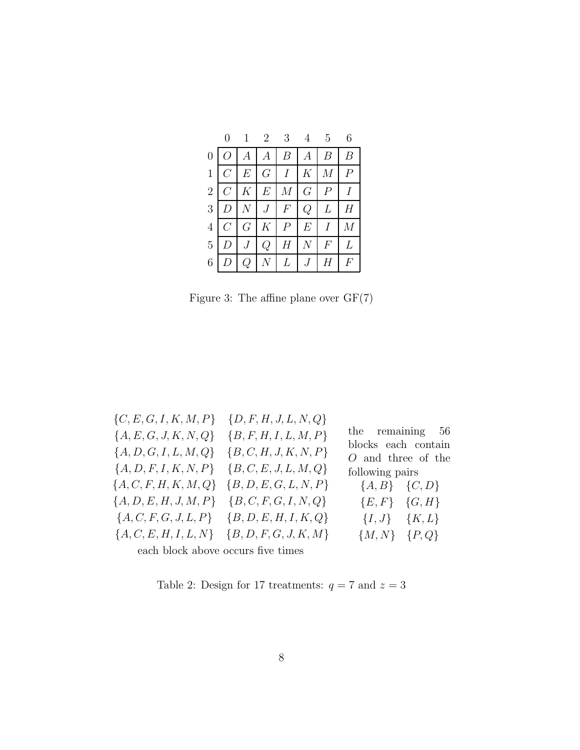| | 0 | 1 | 2 | 3 | 4 | 5 | 6 |
|---|---|---|---|---|---|---|---|
| 0 | $O$ | $A$ | $A$ | $B$ | $A$ | $B$ | $B$ |
| 1 | $C$ | $E$ | $G$ | $I$ | $K$ | $M$ | $P$ |
| 2 | $C$ | $K$ | $E$ | $M$ | $G$ | $P$ | $I$ |
| 3 | $D$ | $N$ | $J$ | $F$ | $Q$ | $L$ | $H$ |
| 4 | $C$ | $G$ | $K$ | $P$ | $E$ | $I$ | $M$ |
| 5 | $D$ | $J$ | $Q$ | $H$ | $N$ | $F$ | $L$ |
| 6 | $D$ | $Q$ | $N$ | $L$ | $J$ | $H$ | $F$ |

Figure 3: The affine plane over GF(7)

| | | |
|---|---|---|
| $\{C, E, G, I, K, M, P\}$ | $\{D, F, H, J, L, N, Q\}$ | the remaining 56 blocks each contain $O$ and three of the following pairs |
| $\{A, E, G, J, K, N, Q\}$ | $\{B, F, H, I, L, M, P\}$ | $\{A, B\}$ $\{C, D\}$ |
| $\{A, D, G, I, L, M, Q\}$ | $\{B, C, H, J, K, N, P\}$ | $\{E, F\}$ $\{G, H\}$ |
| $\{A, D, F, I, K, N, P\}$ | $\{B, C, E, J, L, M, Q\}$ | $\{I, J\}$ $\{K, L\}$ |
| $\{A, C, F, H, K, M, Q\}$ | $\{B, D, E, G, L, N, P\}$ | $\{M, N\}$ $\{P, Q\}$ |
| $\{A, D, E, H, J, M, P\}$ | $\{B, C, F, G, I, N, Q\}$ | |
| $\{A, C, F, G, J, L, P\}$ | $\{B, D, E, H, I, K, Q\}$ | |
| $\{A, C, E, H, I, L, N\}$ | $\{B, D, F, G, J, K, M\}$ | |
| each block above occurs five times | | |

Table 2: Design for 17 treatments: $q = 7$ and $z = 3$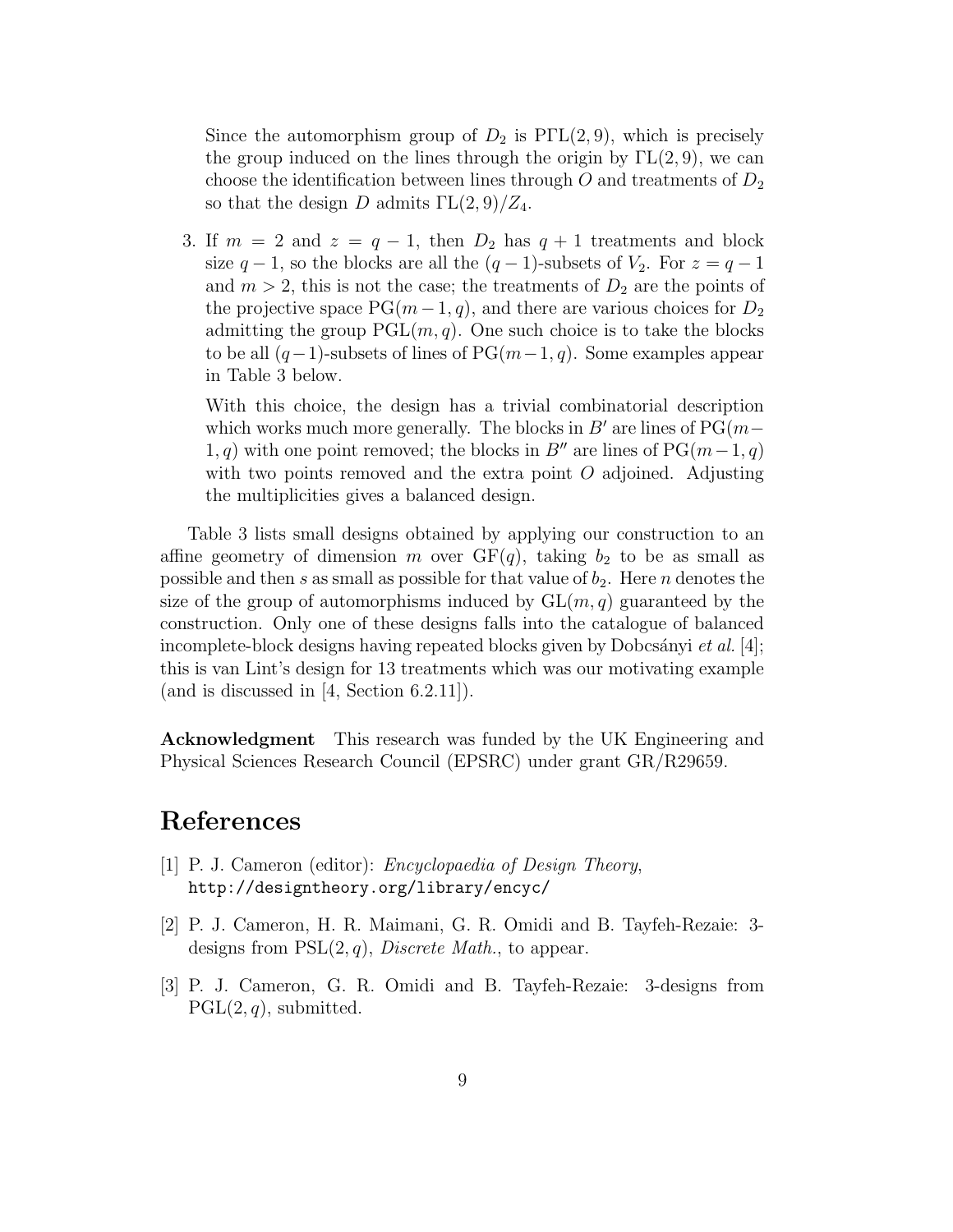Since the automorphism group of $D_2$ is $\mathrm{P\Gamma L}(2, 9)$, which is precisely the group induced on the lines through the origin by $\Gamma\mathrm{L}(2, 9)$, we can choose the identification between lines through $O$ and treatments of $D_2$ so that the design $D$ admits $\Gamma\mathrm{L}(2, 9)/Z_4$.

3. If $m = 2$ and $z = q - 1$, then $D_2$ has $q + 1$ treatments and block size $q - 1$, so the blocks are all the $(q - 1)$-subsets of $V_2$. For $z = q - 1$ and $m > 2$, this is not the case; the treatments of $D_2$ are the points of the projective space $\mathrm{PG}(m - 1, q)$, and there are various choices for $D_2$ admitting the group $\mathrm{PGL}(m, q)$. One such choice is to take the blocks to be all $(q-1)$-subsets of lines of $\mathrm{PG}(m-1, q)$. Some examples appear in Table 3 below.

   With this choice, the design has a trivial combinatorial description which works much more generally. The blocks in $B'$ are lines of $\mathrm{PG}(m-1, q)$ with one point removed; the blocks in $B''$ are lines of $\mathrm{PG}(m-1, q)$ with two points removed and the extra point $O$ adjoined. Adjusting the multiplicities gives a balanced design.

Table 3 lists small designs obtained by applying our construction to an affine geometry of dimension $m$ over $\mathrm{GF}(q)$, taking $b_2$ to be as small as possible and then $s$ as small as possible for that value of $b_2$. Here $n$ denotes the size of the group of automorphisms induced by $\mathrm{GL}(m, q)$ guaranteed by the construction. Only one of these designs falls into the catalogue of balanced incomplete-block designs having repeated blocks given by Dobcsányi *et al.* [4]; this is van Lint's design for 13 treatments which was our motivating example (and is discussed in [4, Section 6.2.11]).

**Acknowledgment** This research was funded by the UK Engineering and Physical Sciences Research Council (EPSRC) under grant GR/R29659.

# References

[1] P. J. Cameron (editor): *Encyclopaedia of Design Theory*, `http://designtheory.org/library/encyc/`

[2] P. J. Cameron, H. R. Maimani, G. R. Omidi and B. Tayfeh-Rezaie: 3-designs from $\mathrm{PSL}(2, q)$, *Discrete Math.*, to appear.

[3] P. J. Cameron, G. R. Omidi and B. Tayfeh-Rezaie: 3-designs from $\mathrm{PGL}(2, q)$, submitted.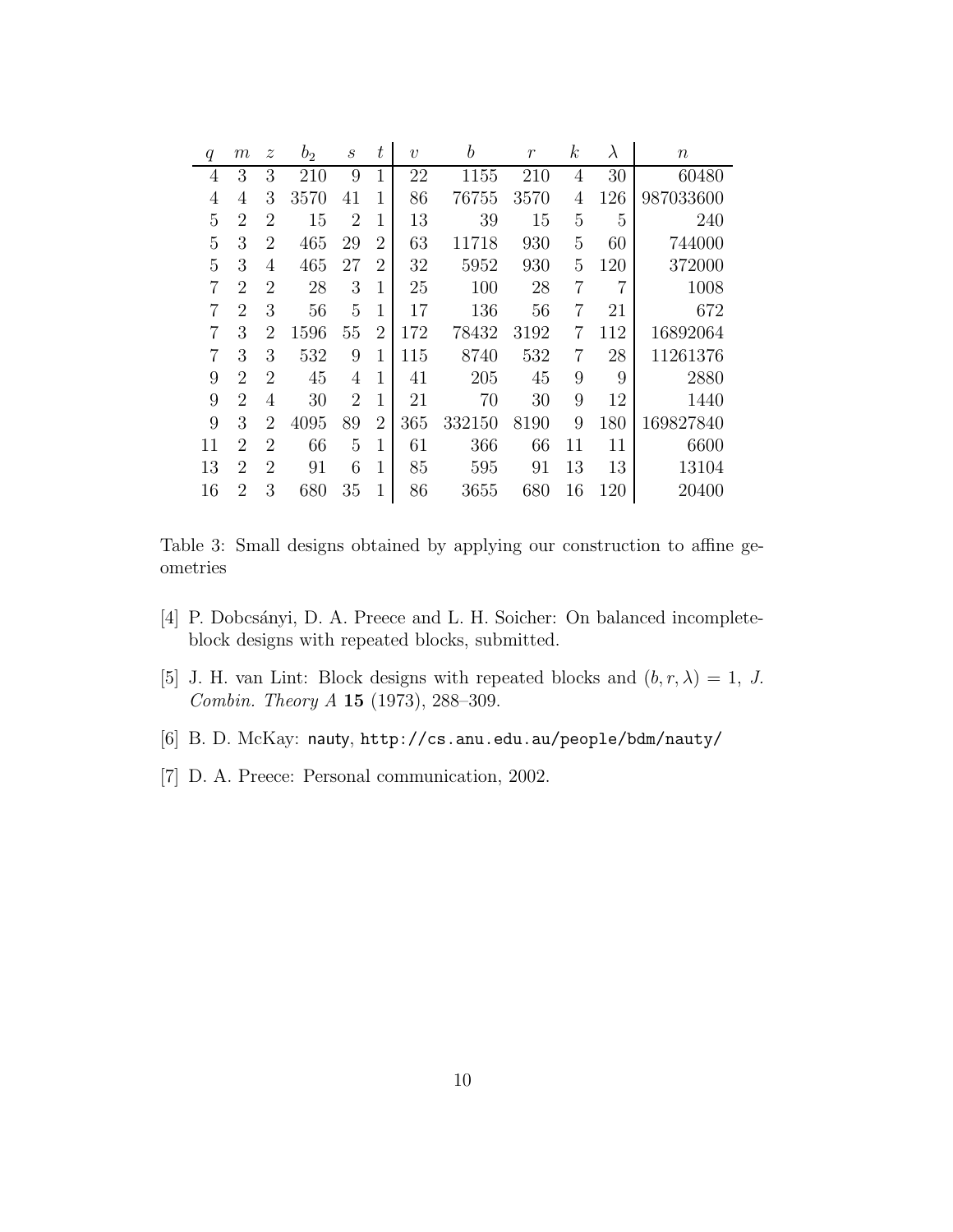| $q$ | $m$ | $z$ | $b_2$ | $s$ | $t$ | $v$ | $b$ | $r$ | $k$ | $\lambda$ | $n$ |
|---|---|---|---|---|---|---|---|---|---|---|---|
| 4 | 3 | 3 | 210 | 9 | 1 | 22 | 1155 | 210 | 4 | 30 | 60480 |
| 4 | 4 | 3 | 3570 | 41 | 1 | 86 | 76755 | 3570 | 4 | 126 | 987033600 |
| 5 | 2 | 2 | 15 | 2 | 1 | 13 | 39 | 15 | 5 | 5 | 240 |
| 5 | 3 | 2 | 465 | 29 | 2 | 63 | 11718 | 930 | 5 | 60 | 744000 |
| 5 | 3 | 4 | 465 | 27 | 2 | 32 | 5952 | 930 | 5 | 120 | 372000 |
| 7 | 2 | 2 | 28 | 3 | 1 | 25 | 100 | 28 | 7 | 7 | 1008 |
| 7 | 2 | 3 | 56 | 5 | 1 | 17 | 136 | 56 | 7 | 21 | 672 |
| 7 | 3 | 2 | 1596 | 55 | 2 | 172 | 78432 | 3192 | 7 | 112 | 16892064 |
| 7 | 3 | 3 | 532 | 9 | 1 | 115 | 8740 | 532 | 7 | 28 | 11261376 |
| 9 | 2 | 2 | 45 | 4 | 1 | 41 | 205 | 45 | 9 | 9 | 2880 |
| 9 | 2 | 4 | 30 | 2 | 1 | 21 | 70 | 30 | 9 | 12 | 1440 |
| 9 | 3 | 2 | 4095 | 89 | 2 | 365 | 332150 | 8190 | 9 | 180 | 169827840 |
| 11 | 2 | 2 | 66 | 5 | 1 | 61 | 366 | 66 | 11 | 11 | 6600 |
| 13 | 2 | 2 | 91 | 6 | 1 | 85 | 595 | 91 | 13 | 13 | 13104 |
| 16 | 2 | 3 | 680 | 35 | 1 | 86 | 3655 | 680 | 16 | 120 | 20400 |

Table 3: Small designs obtained by applying our construction to affine geometries

[4] P. Dobcsányi, D. A. Preece and L. H. Soicher: On balanced incomplete-block designs with repeated blocks, submitted.

[5] J. H. van Lint: Block designs with repeated blocks and $(b, r, \lambda) = 1$, *J. Combin. Theory A* **15** (1973), 288–309.

[6] B. D. McKay: nauty, http://cs.anu.edu.au/people/bdm/nauty/

[7] D. A. Preece: Personal communication, 2002.